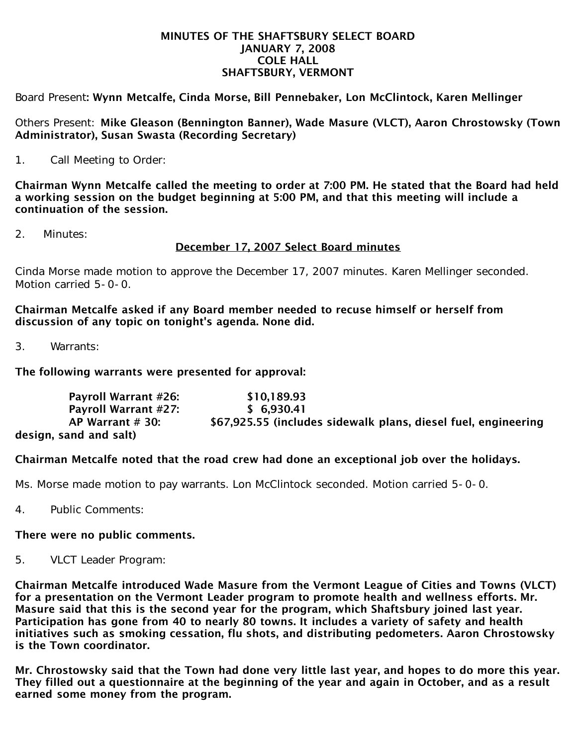**MINUTES OF THE SHAFTSBURY SELECT BOARD**
**JANUARY 7, 2008**
**COLE HALL**
**SHAFTSBURY, VERMONT**

Board Present: **Wynn Metcalfe, Cinda Morse, Bill Pennebaker, Lon McClintock, Karen Mellinger**

Others Present: **Mike Gleason (Bennington Banner), Wade Masure (VLCT), Aaron Chrostowsky (Town Administrator), Susan Swasta (Recording Secretary)**

1. Call Meeting to Order:

**Chairman Wynn Metcalfe called the meeting to order at 7:00 PM. He stated that the Board had held a working session on the budget beginning at 5:00 PM, and that this meeting will include a continuation of the session.**

2. Minutes:

<u>December 17, 2007 Select Board minutes</u>

Cinda Morse made motion to approve the December 17, 2007 minutes. Karen Mellinger seconded. Motion carried 5-0-0.

**Chairman Metcalfe asked if any Board member needed to recuse himself or herself from discussion of any topic on tonight's agenda. None did.**

3. Warrants:

**The following warrants were presented for approval:**

**Payroll Warrant #26: $10,189.93**
**Payroll Warrant #27: $ 6,930.41**
**AP Warrant # 30: $67,925.55 (includes sidewalk plans, diesel fuel, engineering design, sand and salt)**

**Chairman Metcalfe noted that the road crew had done an exceptional job over the holidays.**

Ms. Morse made motion to pay warrants. Lon McClintock seconded. Motion carried 5-0-0.

4. Public Comments:

**There were no public comments.**

5. VLCT Leader Program:

**Chairman Metcalfe introduced Wade Masure from the Vermont League of Cities and Towns (VLCT) for a presentation on the Vermont Leader program to promote health and wellness efforts. Mr. Masure said that this is the second year for the program, which Shaftsbury joined last year. Participation has gone from 40 to nearly 80 towns. It includes a variety of safety and health initiatives such as smoking cessation, flu shots, and distributing pedometers. Aaron Chrostowsky is the Town coordinator.**

**Mr. Chrostowsky said that the Town had done very little last year, and hopes to do more this year. They filled out a questionnaire at the beginning of the year and again in October, and as a result earned some money from the program.**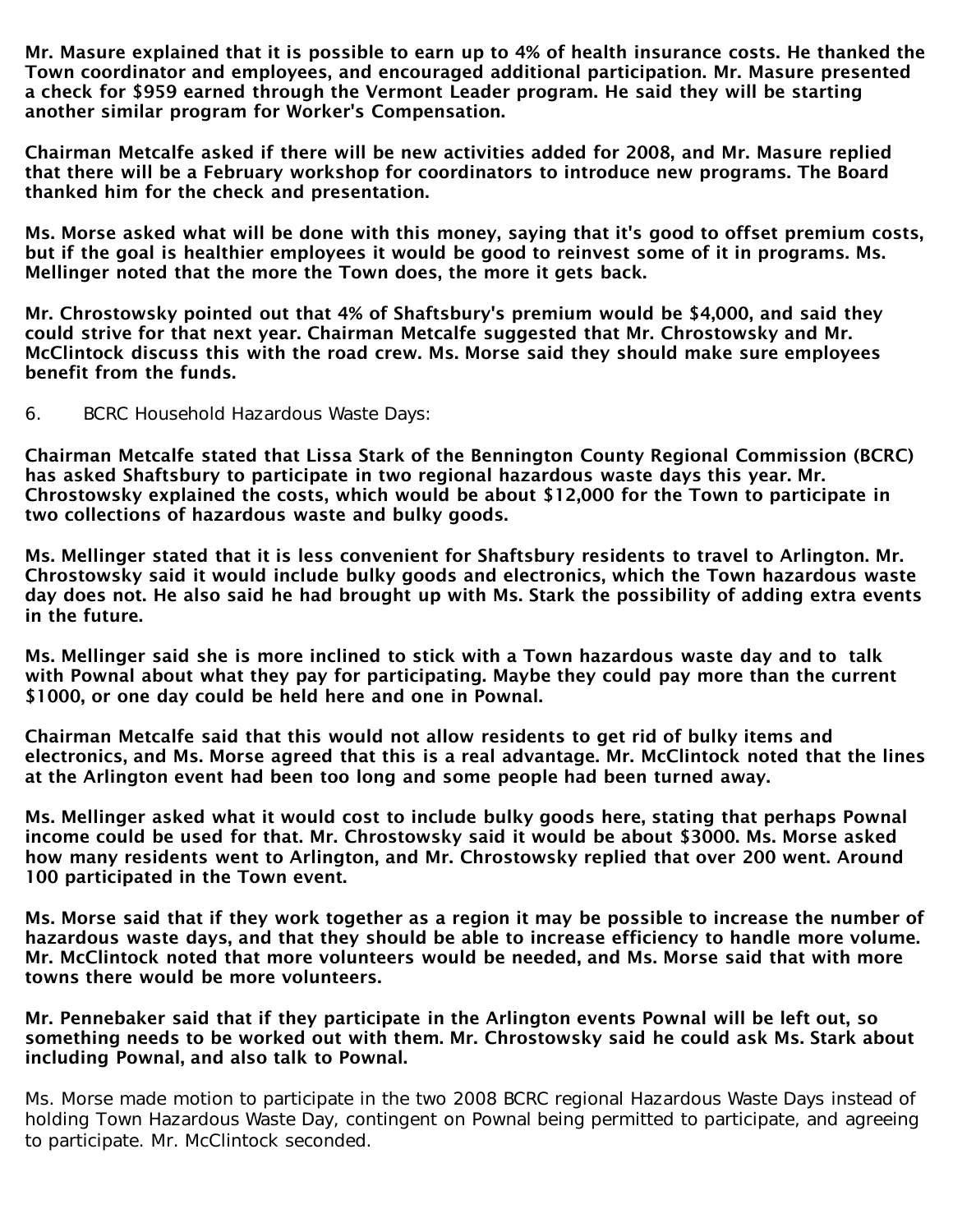**Mr. Masure explained that it is possible to earn up to 4% of health insurance costs. He thanked the Town coordinator and employees, and encouraged additional participation. Mr. Masure presented a check for $959 earned through the Vermont Leader program. He said they will be starting another similar program for Worker's Compensation.**

**Chairman Metcalfe asked if there will be new activities added for 2008, and Mr. Masure replied that there will be a February workshop for coordinators to introduce new programs. The Board thanked him for the check and presentation.**

**Ms. Morse asked what will be done with this money, saying that it's good to offset premium costs, but if the goal is healthier employees it would be good to reinvest some of it in programs. Ms. Mellinger noted that the more the Town does, the more it gets back.**

**Mr. Chrostowsky pointed out that 4% of Shaftsbury's premium would be $4,000, and said they could strive for that next year. Chairman Metcalfe suggested that Mr. Chrostowsky and Mr. McClintock discuss this with the road crew. Ms. Morse said they should make sure employees benefit from the funds.**

6. BCRC Household Hazardous Waste Days:

**Chairman Metcalfe stated that Lissa Stark of the Bennington County Regional Commission (BCRC) has asked Shaftsbury to participate in two regional hazardous waste days this year. Mr. Chrostowsky explained the costs, which would be about $12,000 for the Town to participate in two collections of hazardous waste and bulky goods.**

**Ms. Mellinger stated that it is less convenient for Shaftsbury residents to travel to Arlington. Mr. Chrostowsky said it would include bulky goods and electronics, which the Town hazardous waste day does not. He also said he had brought up with Ms. Stark the possibility of adding extra events in the future.**

**Ms. Mellinger said she is more inclined to stick with a Town hazardous waste day and to talk with Pownal about what they pay for participating. Maybe they could pay more than the current $1000, or one day could be held here and one in Pownal.**

**Chairman Metcalfe said that this would not allow residents to get rid of bulky items and electronics, and Ms. Morse agreed that this is a real advantage. Mr. McClintock noted that the lines at the Arlington event had been too long and some people had been turned away.**

**Ms. Mellinger asked what it would cost to include bulky goods here, stating that perhaps Pownal income could be used for that. Mr. Chrostowsky said it would be about $3000. Ms. Morse asked how many residents went to Arlington, and Mr. Chrostowsky replied that over 200 went. Around 100 participated in the Town event.**

**Ms. Morse said that if they work together as a region it may be possible to increase the number of hazardous waste days, and that they should be able to increase efficiency to handle more volume. Mr. McClintock noted that more volunteers would be needed, and Ms. Morse said that with more towns there would be more volunteers.**

**Mr. Pennebaker said that if they participate in the Arlington events Pownal will be left out, so something needs to be worked out with them. Mr. Chrostowsky said he could ask Ms. Stark about including Pownal, and also talk to Pownal.**

Ms. Morse made motion to participate in the two 2008 BCRC regional Hazardous Waste Days instead of holding Town Hazardous Waste Day, contingent on Pownal being permitted to participate, and agreeing to participate. Mr. McClintock seconded.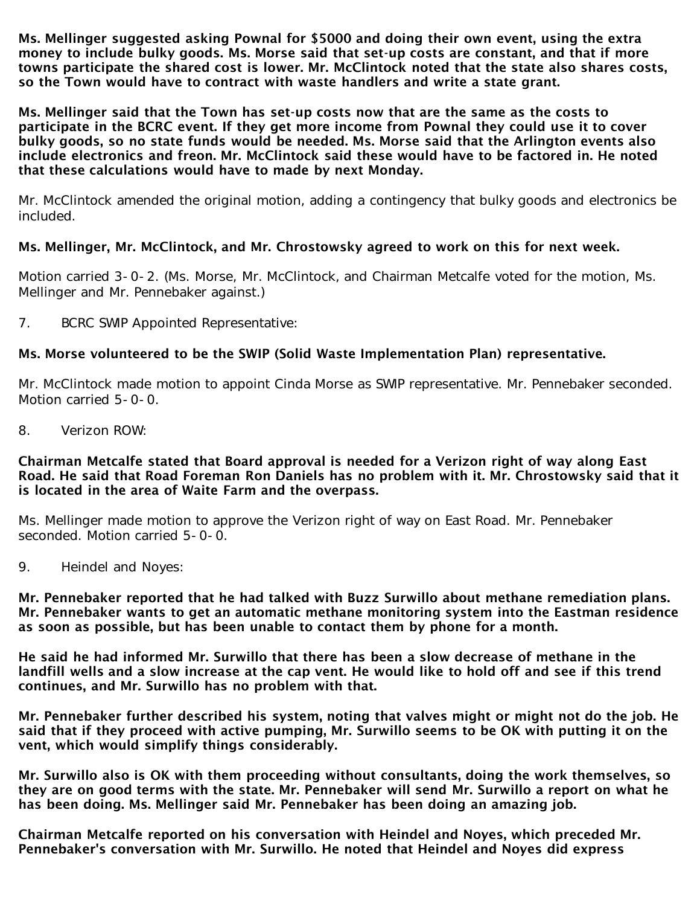**Ms. Mellinger suggested asking Pownal for $5000 and doing their own event, using the extra money to include bulky goods. Ms. Morse said that set-up costs are constant, and that if more towns participate the shared cost is lower. Mr. McClintock noted that the state also shares costs, so the Town would have to contract with waste handlers and write a state grant.**

**Ms. Mellinger said that the Town has set-up costs now that are the same as the costs to participate in the BCRC event. If they get more income from Pownal they could use it to cover bulky goods, so no state funds would be needed. Ms. Morse said that the Arlington events also include electronics and freon. Mr. McClintock said these would have to be factored in. He noted that these calculations would have to made by next Monday.**

Mr. McClintock amended the original motion, adding a contingency that bulky goods and electronics be included.

**Ms. Mellinger, Mr. McClintock, and Mr. Chrostowsky agreed to work on this for next week.**

Motion carried 3-0-2. (Ms. Morse, Mr. McClintock, and Chairman Metcalfe voted for the motion, Ms. Mellinger and Mr. Pennebaker against.)

7. BCRC SWIP Appointed Representative:

**Ms. Morse volunteered to be the SWIP (Solid Waste Implementation Plan) representative.**

Mr. McClintock made motion to appoint Cinda Morse as SWIP representative. Mr. Pennebaker seconded. Motion carried 5-0-0.

8. Verizon ROW:

**Chairman Metcalfe stated that Board approval is needed for a Verizon right of way along East Road. He said that Road Foreman Ron Daniels has no problem with it. Mr. Chrostowsky said that it is located in the area of Waite Farm and the overpass.**

Ms. Mellinger made motion to approve the Verizon right of way on East Road. Mr. Pennebaker seconded. Motion carried 5-0-0.

9. Heindel and Noyes:

**Mr. Pennebaker reported that he had talked with Buzz Surwillo about methane remediation plans. Mr. Pennebaker wants to get an automatic methane monitoring system into the Eastman residence as soon as possible, but has been unable to contact them by phone for a month.**

**He said he had informed Mr. Surwillo that there has been a slow decrease of methane in the landfill wells and a slow increase at the cap vent. He would like to hold off and see if this trend continues, and Mr. Surwillo has no problem with that.**

**Mr. Pennebaker further described his system, noting that valves might or might not do the job. He said that if they proceed with active pumping, Mr. Surwillo seems to be OK with putting it on the vent, which would simplify things considerably.**

**Mr. Surwillo also is OK with them proceeding without consultants, doing the work themselves, so they are on good terms with the state. Mr. Pennebaker will send Mr. Surwillo a report on what he has been doing. Ms. Mellinger said Mr. Pennebaker has been doing an amazing job.**

**Chairman Metcalfe reported on his conversation with Heindel and Noyes, which preceded Mr. Pennebaker's conversation with Mr. Surwillo. He noted that Heindel and Noyes did express**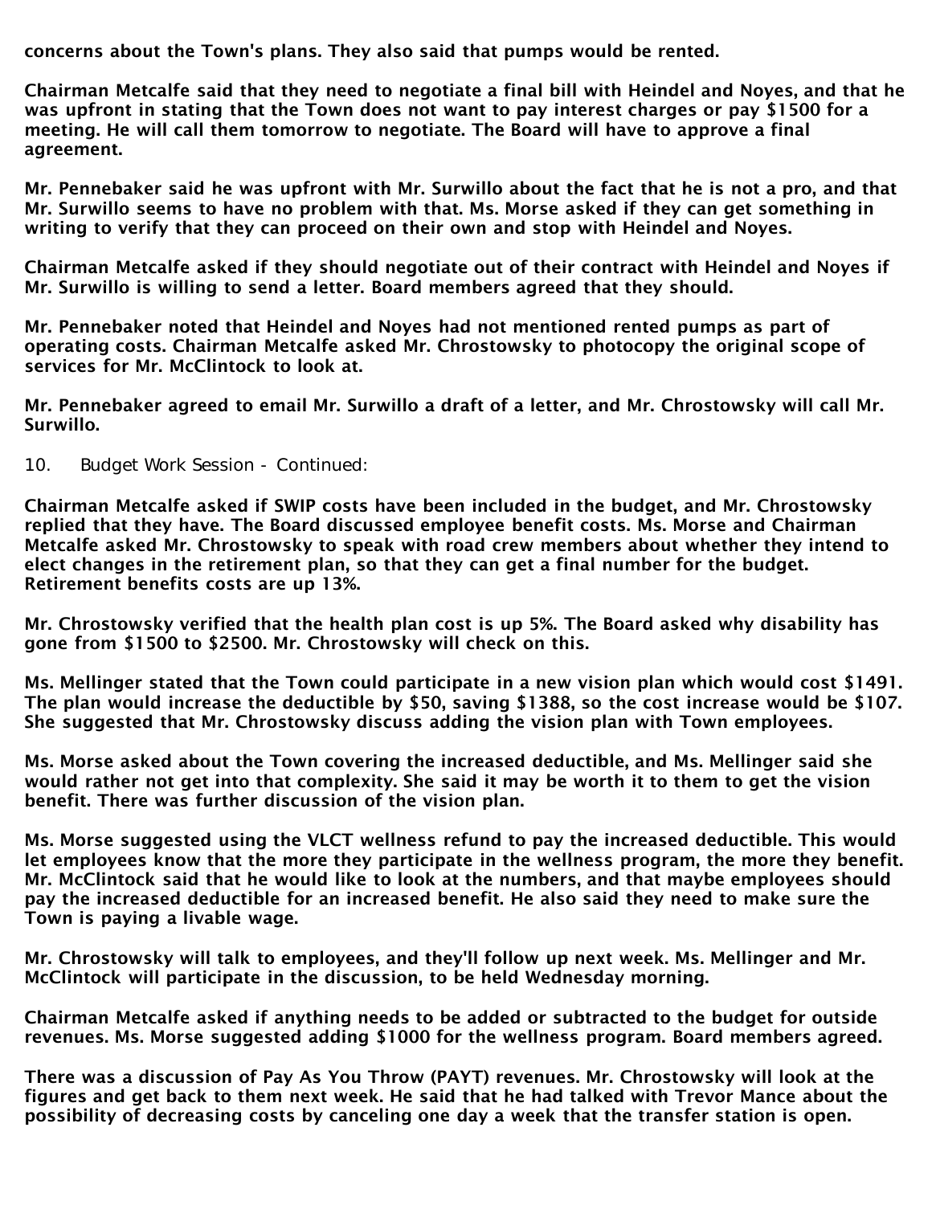**concerns about the Town's plans. They also said that pumps would be rented.**

**Chairman Metcalfe said that they need to negotiate a final bill with Heindel and Noyes, and that he was upfront in stating that the Town does not want to pay interest charges or pay $1500 for a meeting. He will call them tomorrow to negotiate. The Board will have to approve a final agreement.**

**Mr. Pennebaker said he was upfront with Mr. Surwillo about the fact that he is not a pro, and that Mr. Surwillo seems to have no problem with that. Ms. Morse asked if they can get something in writing to verify that they can proceed on their own and stop with Heindel and Noyes.**

**Chairman Metcalfe asked if they should negotiate out of their contract with Heindel and Noyes if Mr. Surwillo is willing to send a letter. Board members agreed that they should.**

**Mr. Pennebaker noted that Heindel and Noyes had not mentioned rented pumps as part of operating costs. Chairman Metcalfe asked Mr. Chrostowsky to photocopy the original scope of services for Mr. McClintock to look at.**

**Mr. Pennebaker agreed to email Mr. Surwillo a draft of a letter, and Mr. Chrostowsky will call Mr. Surwillo.**

10. Budget Work Session - Continued:

**Chairman Metcalfe asked if SWIP costs have been included in the budget, and Mr. Chrostowsky replied that they have. The Board discussed employee benefit costs. Ms. Morse and Chairman Metcalfe asked Mr. Chrostowsky to speak with road crew members about whether they intend to elect changes in the retirement plan, so that they can get a final number for the budget. Retirement benefits costs are up 13%.**

**Mr. Chrostowsky verified that the health plan cost is up 5%. The Board asked why disability has gone from $1500 to $2500. Mr. Chrostowsky will check on this.**

**Ms. Mellinger stated that the Town could participate in a new vision plan which would cost $1491. The plan would increase the deductible by $50, saving $1388, so the cost increase would be $107. She suggested that Mr. Chrostowsky discuss adding the vision plan with Town employees.**

**Ms. Morse asked about the Town covering the increased deductible, and Ms. Mellinger said she would rather not get into that complexity. She said it may be worth it to them to get the vision benefit. There was further discussion of the vision plan.**

**Ms. Morse suggested using the VLCT wellness refund to pay the increased deductible. This would let employees know that the more they participate in the wellness program, the more they benefit. Mr. McClintock said that he would like to look at the numbers, and that maybe employees should pay the increased deductible for an increased benefit. He also said they need to make sure the Town is paying a livable wage.**

**Mr. Chrostowsky will talk to employees, and they'll follow up next week. Ms. Mellinger and Mr. McClintock will participate in the discussion, to be held Wednesday morning.**

**Chairman Metcalfe asked if anything needs to be added or subtracted to the budget for outside revenues. Ms. Morse suggested adding $1000 for the wellness program. Board members agreed.**

**There was a discussion of Pay As You Throw (PAYT) revenues. Mr. Chrostowsky will look at the figures and get back to them next week. He said that he had talked with Trevor Mance about the possibility of decreasing costs by canceling one day a week that the transfer station is open.**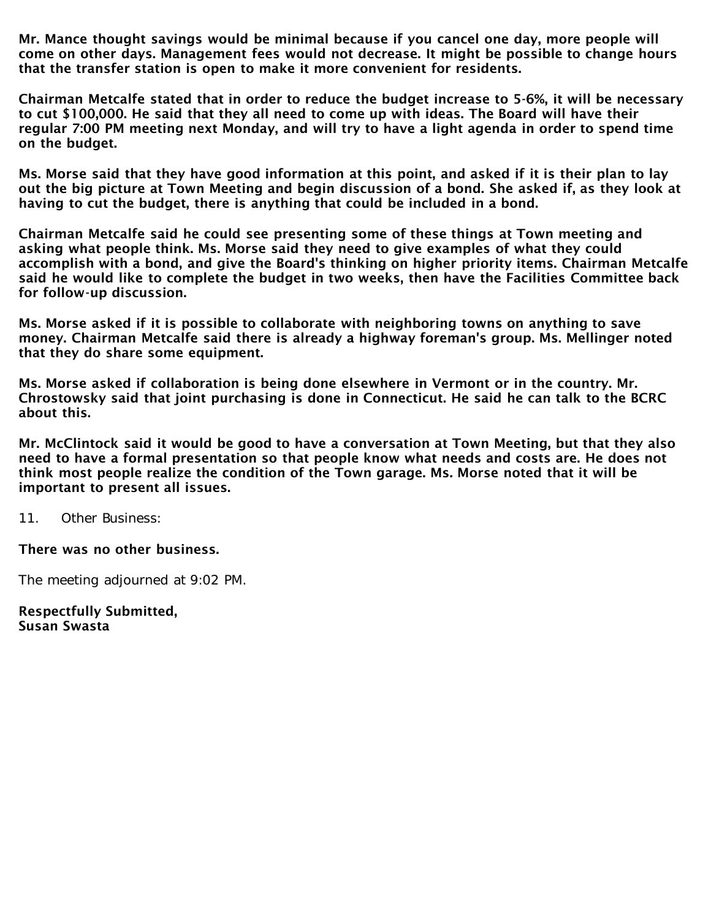**Mr. Mance thought savings would be minimal because if you cancel one day, more people will come on other days. Management fees would not decrease. It might be possible to change hours that the transfer station is open to make it more convenient for residents.**

**Chairman Metcalfe stated that in order to reduce the budget increase to 5-6%, it will be necessary to cut $100,000. He said that they all need to come up with ideas. The Board will have their regular 7:00 PM meeting next Monday, and will try to have a light agenda in order to spend time on the budget.**

**Ms. Morse said that they have good information at this point, and asked if it is their plan to lay out the big picture at Town Meeting and begin discussion of a bond. She asked if, as they look at having to cut the budget, there is anything that could be included in a bond.**

**Chairman Metcalfe said he could see presenting some of these things at Town meeting and asking what people think. Ms. Morse said they need to give examples of what they could accomplish with a bond, and give the Board's thinking on higher priority items. Chairman Metcalfe said he would like to complete the budget in two weeks, then have the Facilities Committee back for follow-up discussion.**

**Ms. Morse asked if it is possible to collaborate with neighboring towns on anything to save money. Chairman Metcalfe said there is already a highway foreman's group. Ms. Mellinger noted that they do share some equipment.**

**Ms. Morse asked if collaboration is being done elsewhere in Vermont or in the country. Mr. Chrostowsky said that joint purchasing is done in Connecticut. He said he can talk to the BCRC about this.**

**Mr. McClintock said it would be good to have a conversation at Town Meeting, but that they also need to have a formal presentation so that people know what needs and costs are. He does not think most people realize the condition of the Town garage. Ms. Morse noted that it will be important to present all issues.**

11. Other Business:

**There was no other business.**

The meeting adjourned at 9:02 PM.

**Respectfully Submitted,**
**Susan Swasta**